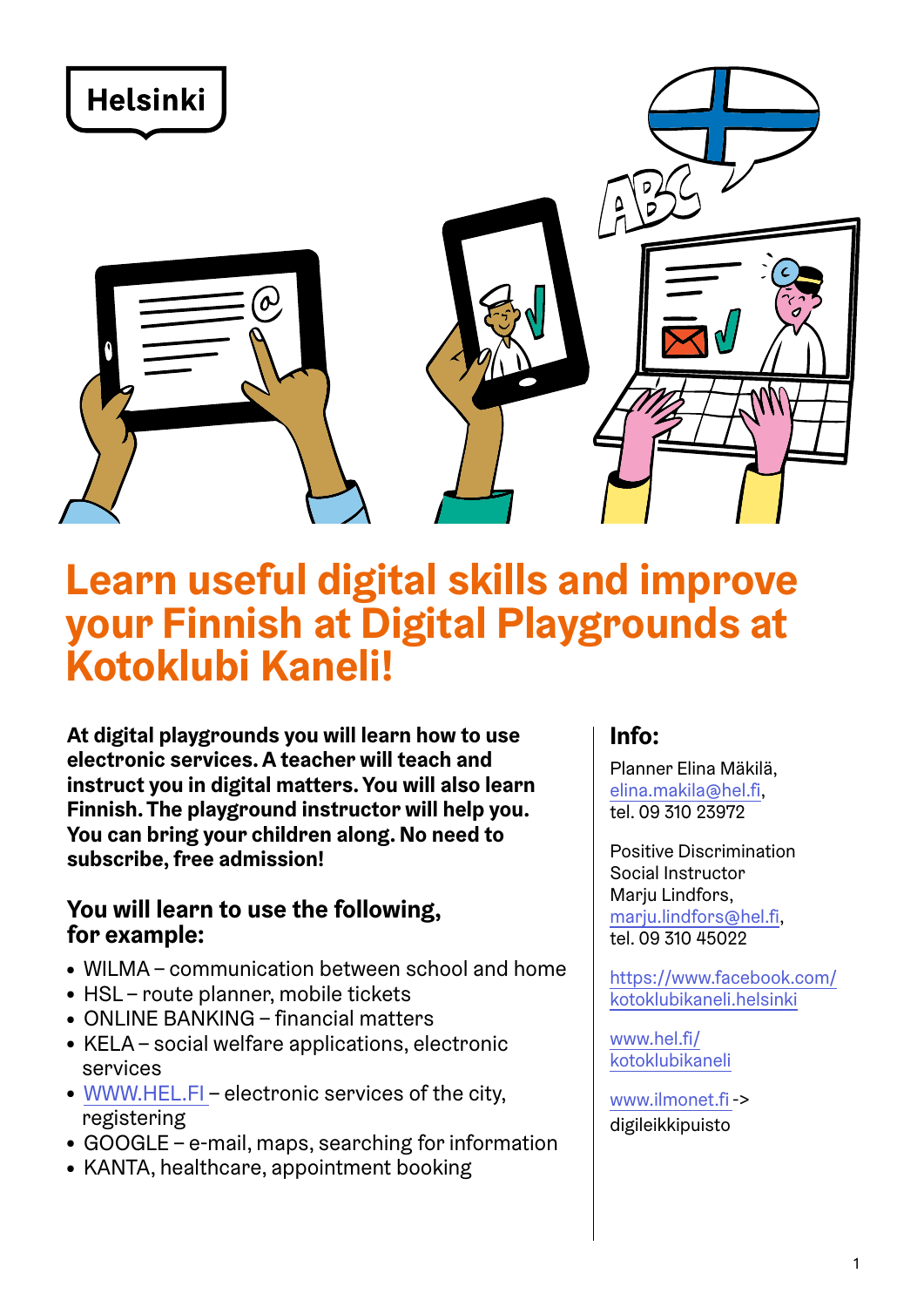Helsinki

# Learn useful digital skills and improve your Finnish at Digital Playgrounds at Kotoklubi Kaneli!

**At digital playgrounds you will learn how to use electronic services. A teacher will teach and instruct you in digital matters. You will also learn Finnish. The playground instructor will help you. You can bring your children along. No need to subscribe, free admission!**

## You will learn to use the following, for example:

- WILMA – communication between school and home
- HSL – route planner, mobile tickets
- ONLINE BANKING – financial matters
- KELA – social welfare applications, electronic services
- WWW.HEL.FI – electronic services of the city, registering
- GOOGLE – e-mail, maps, searching for information
- KANTA, healthcare, appointment booking

## Info:

Planner Elina Mäkilä,
elina.makila@hel.fi,
tel. 09 310 23972

Positive Discrimination Social Instructor
Marju Lindfors,
marju.lindfors@hel.fi,
tel. 09 310 45022

https://www.facebook.com/kotoklubikaneli.helsinki

www.hel.fi/kotoklubikaneli

www.ilmonet.fi -> digileikkipuisto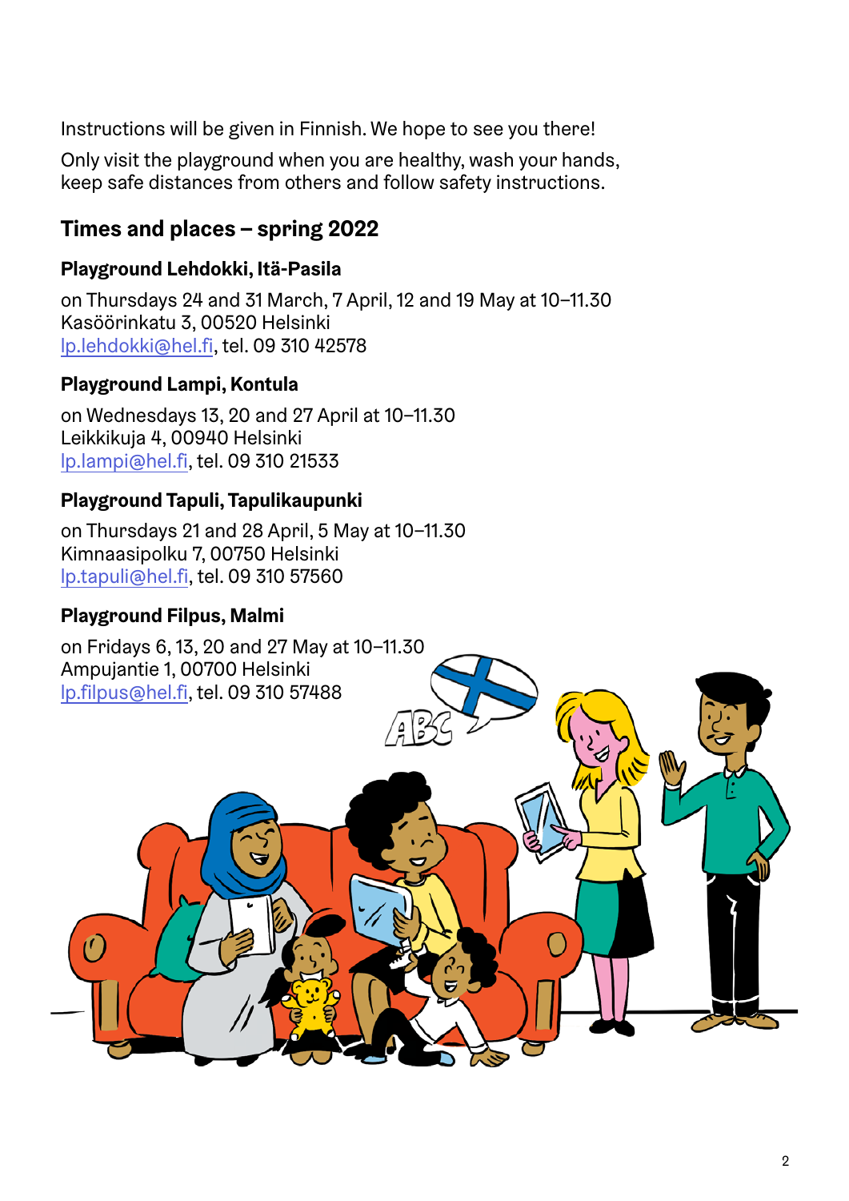Instructions will be given in Finnish. We hope to see you there!

Only visit the playground when you are healthy, wash your hands, keep safe distances from others and follow safety instructions.

## Times and places – spring 2022

### Playground Lehdokki, Itä-Pasila

on Thursdays 24 and 31 March, 7 April, 12 and 19 May at 10–11.30
Kasöörinkatu 3, 00520 Helsinki
lp.lehdokki@hel.fi, tel. 09 310 42578

### Playground Lampi, Kontula

on Wednesdays 13, 20 and 27 April at 10–11.30
Leikkikuja 4, 00940 Helsinki
lp.lampi@hel.fi, tel. 09 310 21533

### Playground Tapuli, Tapulikaupunki

on Thursdays 21 and 28 April, 5 May at 10–11.30
Kimnaasipolku 7, 00750 Helsinki
lp.tapuli@hel.fi, tel. 09 310 57560

### Playground Filpus, Malmi

on Fridays 6, 13, 20 and 27 May at 10–11.30
Ampujantie 1, 00700 Helsinki
lp.filpus@hel.fi, tel. 09 310 57488